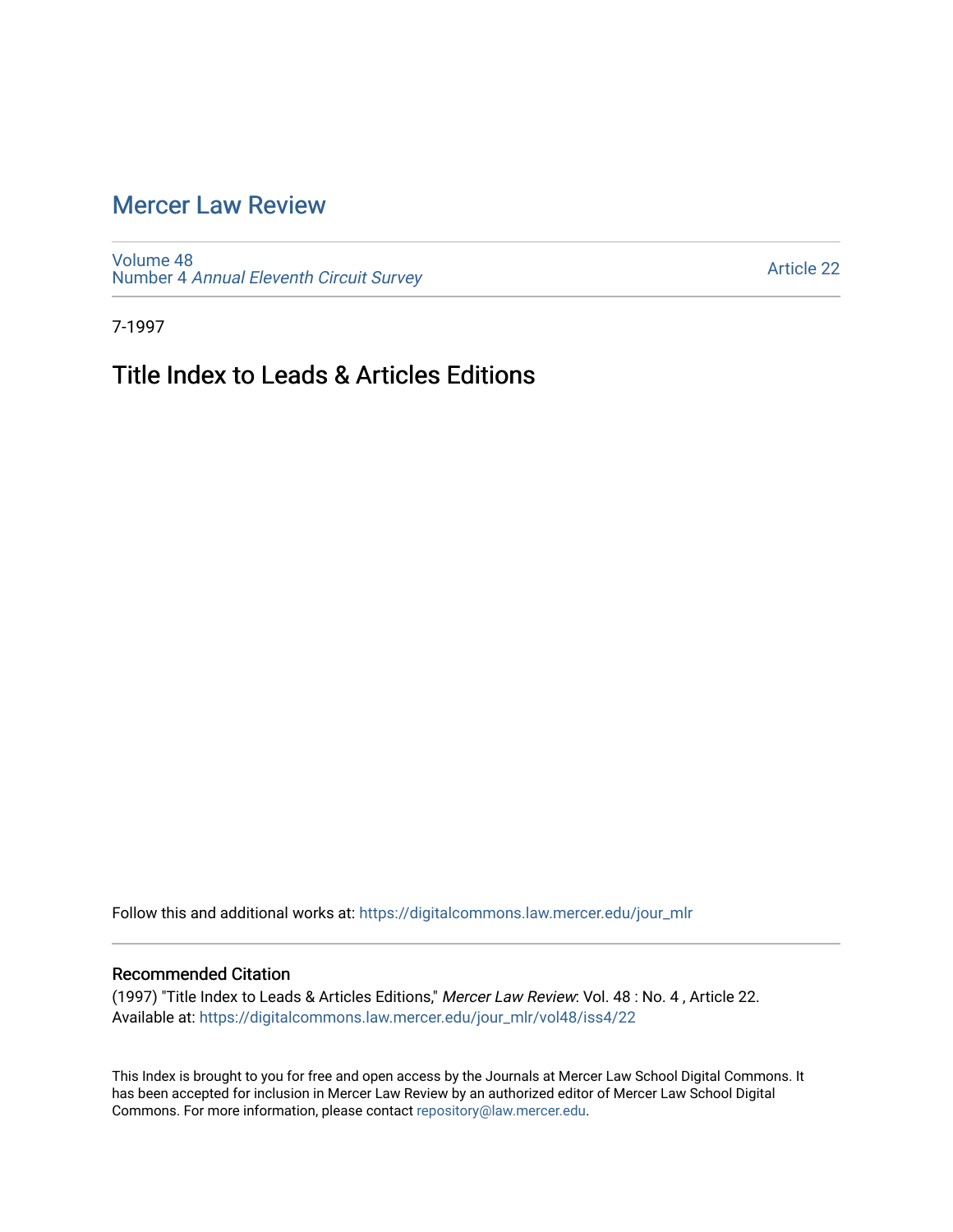# Mercer Law Review

Volume 48
Number 4 *Annual Eleventh Circuit Survey*

Article 22

7-1997

## Title Index to Leads & Articles Editions

Follow this and additional works at: https://digitalcommons.law.mercer.edu/jour_mlr

### Recommended Citation

(1997) "Title Index to Leads & Articles Editions," *Mercer Law Review*: Vol. 48 : No. 4 , Article 22.
Available at: https://digitalcommons.law.mercer.edu/jour_mlr/vol48/iss4/22

This Index is brought to you for free and open access by the Journals at Mercer Law School Digital Commons. It has been accepted for inclusion in Mercer Law Review by an authorized editor of Mercer Law School Digital Commons. For more information, please contact repository@law.mercer.edu.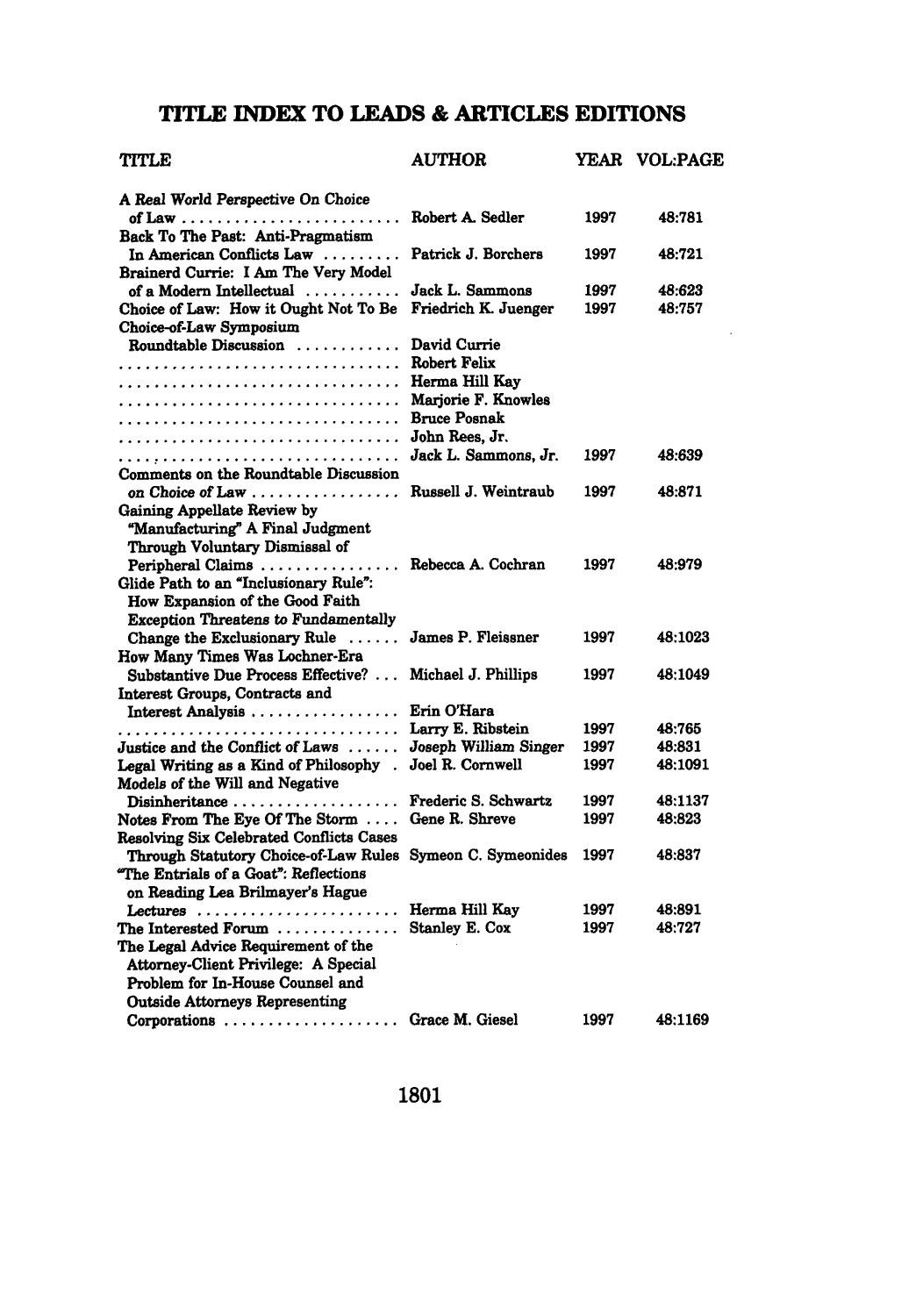# TITLE INDEX TO LEADS & ARTICLES EDITIONS

| TITLE | AUTHOR | YEAR | VOL:PAGE |
|---|---|---|---|
| A Real World Perspective On Choice of Law | Robert A. Sedler | 1997 | 48:781 |
| Back To The Past: Anti-Pragmatism In American Conflicts Law | Patrick J. Borchers | 1997 | 48:721 |
| Brainerd Currie: I Am The Very Model of a Modern Intellectual | Jack L. Sammons | 1997 | 48:623 |
| Choice of Law: How it Ought Not To Be | Friedrich K. Juenger | 1997 | 48:757 |
| Choice-of-Law Symposium Roundtable Discussion | David Currie<br>Robert Felix<br>Herma Hill Kay<br>Marjorie F. Knowles<br>Bruce Posnak<br>John Rees, Jr.<br>Jack L. Sammons, Jr. | 1997 | 48:639 |
| Comments on the Roundtable Discussion on Choice of Law | Russell J. Weintraub | 1997 | 48:871 |
| Gaining Appellate Review by "Manufacturing" A Final Judgment Through Voluntary Dismissal of Peripheral Claims | Rebecca A. Cochran | 1997 | 48:979 |
| Glide Path to an "Inclusionary Rule": How Expansion of the Good Faith Exception Threatens to Fundamentally Change the Exclusionary Rule | James P. Fleissner | 1997 | 48:1023 |
| How Many Times Was Lochner-Era Substantive Due Process Effective? | Michael J. Phillips | 1997 | 48:1049 |
| Interest Groups, Contracts and Interest Analysis | Erin O'Hara<br>Larry E. Ribstein | 1997 | 48:765 |
| Justice and the Conflict of Laws | Joseph William Singer | 1997 | 48:831 |
| Legal Writing as a Kind of Philosophy | Joel R. Cornwell | 1997 | 48:1091 |
| Models of the Will and Negative Disinheritance | Frederic S. Schwartz | 1997 | 48:1137 |
| Notes From The Eye Of The Storm | Gene R. Shreve | 1997 | 48:823 |
| Resolving Six Celebrated Conflicts Cases Through Statutory Choice-of-Law Rules | Symeon C. Symeonides | 1997 | 48:837 |
| "The Entrials of a Goat": Reflections on Reading Lea Brilmayer's Hague Lectures | Herma Hill Kay | 1997 | 48:891 |
| The Interested Forum | Stanley E. Cox | 1997 | 48:727 |
| The Legal Advice Requirement of the Attorney-Client Privilege: A Special Problem for In-House Counsel and Outside Attorneys Representing Corporations | Grace M. Giesel | 1997 | 48:1169 |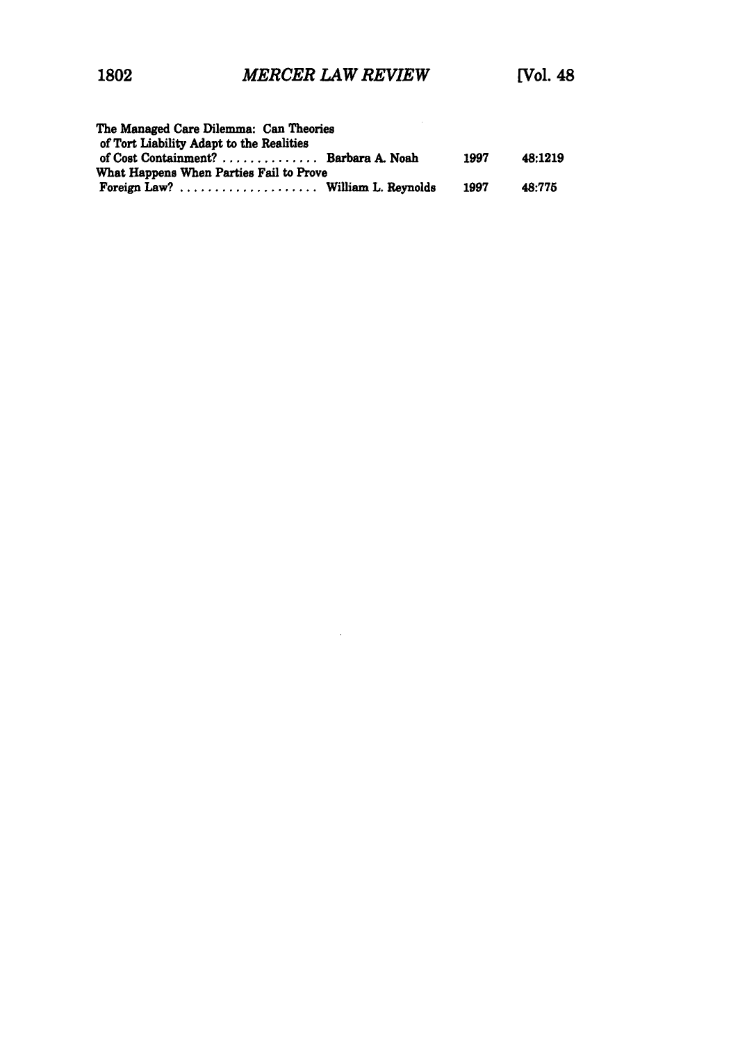| | | | |
|---|---|---|---|
| The Managed Care Dilemma: Can Theories of Tort Liability Adapt to the Realities of Cost Containment? | Barbara A. Noah | 1997 | 48:1219 |
| What Happens When Parties Fail to Prove Foreign Law? | William L. Reynolds | 1997 | 48:775 |